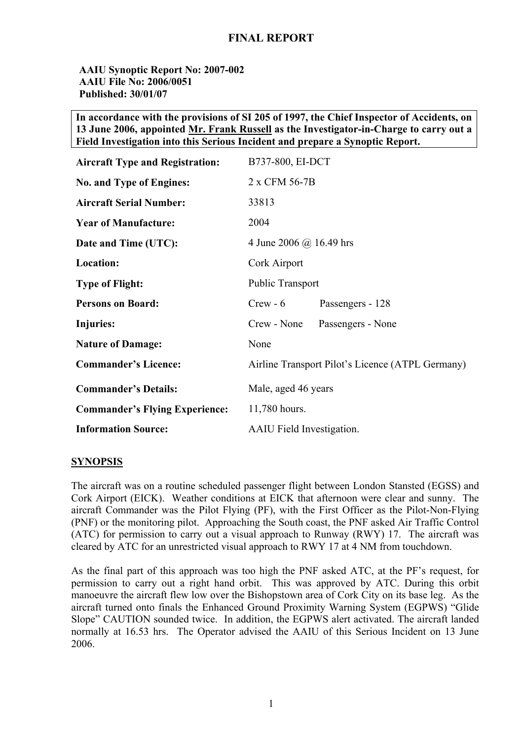# FINAL REPORT

**AAIU Synoptic Report No: 2007-002**
**AAIU File No: 2006/0051**
**Published: 30/01/07**

**In accordance with the provisions of SI 205 of 1997, the Chief Inspector of Accidents, on 13 June 2006, appointed Mr. Frank Russell as the Investigator-in-Charge to carry out a Field Investigation into this Serious Incident and prepare a Synoptic Report.**

| | |
|---|---|
| **Aircraft Type and Registration:** | B737-800, EI-DCT |
| **No. and Type of Engines:** | 2 x CFM 56-7B |
| **Aircraft Serial Number:** | 33813 |
| **Year of Manufacture:** | 2004 |
| **Date and Time (UTC):** | 4 June 2006 @ 16.49 hrs |
| **Location:** | Cork Airport |
| **Type of Flight:** | Public Transport |
| **Persons on Board:** | Crew - 6 Passengers - 128 |
| **Injuries:** | Crew - None Passengers - None |
| **Nature of Damage:** | None |
| **Commander's Licence:** | Airline Transport Pilot's Licence (ATPL Germany) |
| **Commander's Details:** | Male, aged 46 years |
| **Commander's Flying Experience:** | 11,780 hours. |
| **Information Source:** | AAIU Field Investigation. |

## SYNOPSIS

The aircraft was on a routine scheduled passenger flight between London Stansted (EGSS) and Cork Airport (EICK). Weather conditions at EICK that afternoon were clear and sunny. The aircraft Commander was the Pilot Flying (PF), with the First Officer as the Pilot-Non-Flying (PNF) or the monitoring pilot. Approaching the South coast, the PNF asked Air Traffic Control (ATC) for permission to carry out a visual approach to Runway (RWY) 17. The aircraft was cleared by ATC for an unrestricted visual approach to RWY 17 at 4 NM from touchdown.

As the final part of this approach was too high the PNF asked ATC, at the PF's request, for permission to carry out a right hand orbit. This was approved by ATC. During this orbit manoeuvre the aircraft flew low over the Bishopstown area of Cork City on its base leg. As the aircraft turned onto finals the Enhanced Ground Proximity Warning System (EGPWS) "Glide Slope" CAUTION sounded twice. In addition, the EGPWS alert activated. The aircraft landed normally at 16.53 hrs. The Operator advised the AAIU of this Serious Incident on 13 June 2006.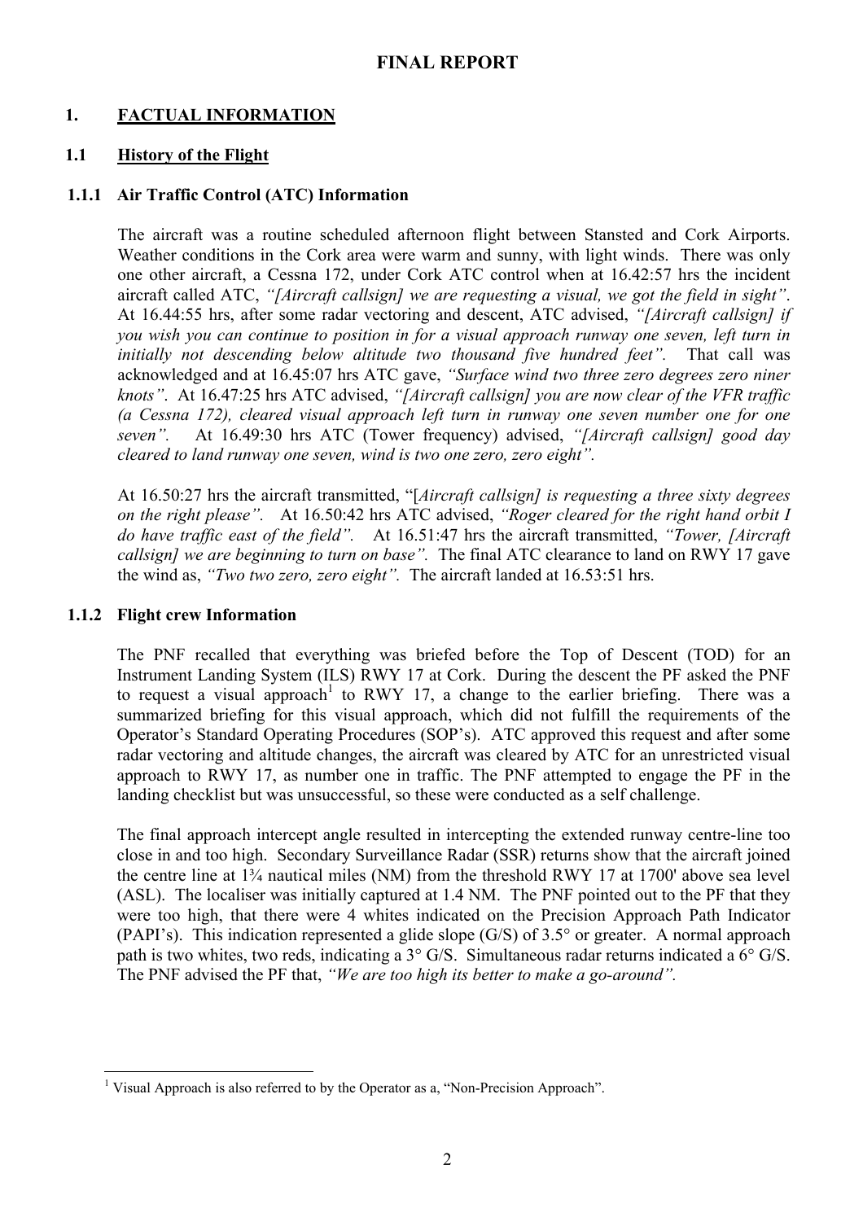# FINAL REPORT

## 1. FACTUAL INFORMATION

### 1.1 History of the Flight

#### 1.1.1 Air Traffic Control (ATC) Information

The aircraft was a routine scheduled afternoon flight between Stansted and Cork Airports. Weather conditions in the Cork area were warm and sunny, with light winds. There was only one other aircraft, a Cessna 172, under Cork ATC control when at 16.42:57 hrs the incident aircraft called ATC, *"[Aircraft callsign] we are requesting a visual, we got the field in sight"*. At 16.44:55 hrs, after some radar vectoring and descent, ATC advised, *"[Aircraft callsign] if you wish you can continue to position in for a visual approach runway one seven, left turn in initially not descending below altitude two thousand five hundred feet".* That call was acknowledged and at 16.45:07 hrs ATC gave, *"Surface wind two three zero degrees zero niner knots"*. At 16.47:25 hrs ATC advised, *"[Aircraft callsign] you are now clear of the VFR traffic (a Cessna 172), cleared visual approach left turn in runway one seven number one for one seven".* At 16.49:30 hrs ATC (Tower frequency) advised, *"[Aircraft callsign] good day cleared to land runway one seven, wind is two one zero, zero eight".*

At 16.50:27 hrs the aircraft transmitted, "[*Aircraft callsign] is requesting a three sixty degrees on the right please".* At 16.50:42 hrs ATC advised, *"Roger cleared for the right hand orbit I do have traffic east of the field".* At 16.51:47 hrs the aircraft transmitted, *"Tower, [Aircraft callsign] we are beginning to turn on base".* The final ATC clearance to land on RWY 17 gave the wind as, *"Two two zero, zero eight".* The aircraft landed at 16.53:51 hrs.

#### 1.1.2 Flight crew Information

The PNF recalled that everything was briefed before the Top of Descent (TOD) for an Instrument Landing System (ILS) RWY 17 at Cork. During the descent the PF asked the PNF to request a visual approach[1] to RWY 17, a change to the earlier briefing. There was a summarized briefing for this visual approach, which did not fulfill the requirements of the Operator's Standard Operating Procedures (SOP's). ATC approved this request and after some radar vectoring and altitude changes, the aircraft was cleared by ATC for an unrestricted visual approach to RWY 17, as number one in traffic. The PNF attempted to engage the PF in the landing checklist but was unsuccessful, so these were conducted as a self challenge.

The final approach intercept angle resulted in intercepting the extended runway centre-line too close in and too high. Secondary Surveillance Radar (SSR) returns show that the aircraft joined the centre line at 1¾ nautical miles (NM) from the threshold RWY 17 at 1700' above sea level (ASL). The localiser was initially captured at 1.4 NM. The PNF pointed out to the PF that they were too high, that there were 4 whites indicated on the Precision Approach Path Indicator (PAPI's). This indication represented a glide slope (G/S) of 3.5° or greater. A normal approach path is two whites, two reds, indicating a 3° G/S. Simultaneous radar returns indicated a 6° G/S. The PNF advised the PF that, *"We are too high its better to make a go-around".*

---

[1] Visual Approach is also referred to by the Operator as a, "Non-Precision Approach".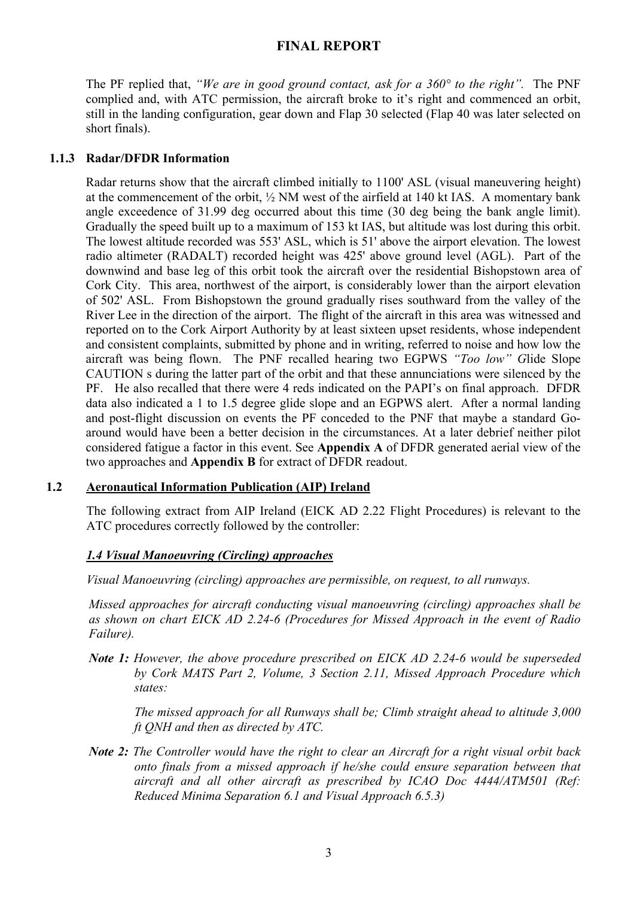# FINAL REPORT

The PF replied that, *"We are in good ground contact, ask for a 360° to the right".* The PNF complied and, with ATC permission, the aircraft broke to it's right and commenced an orbit, still in the landing configuration, gear down and Flap 30 selected (Flap 40 was later selected on short finals).

### 1.1.3 Radar/DFDR Information

Radar returns show that the aircraft climbed initially to 1100' ASL (visual maneuvering height) at the commencement of the orbit, ½ NM west of the airfield at 140 kt IAS. A momentary bank angle exceedence of 31.99 deg occurred about this time (30 deg being the bank angle limit). Gradually the speed built up to a maximum of 153 kt IAS, but altitude was lost during this orbit. The lowest altitude recorded was 553' ASL, which is 51' above the airport elevation. The lowest radio altimeter (RADALT) recorded height was 425' above ground level (AGL). Part of the downwind and base leg of this orbit took the aircraft over the residential Bishopstown area of Cork City. This area, northwest of the airport, is considerably lower than the airport elevation of 502' ASL. From Bishopstown the ground gradually rises southward from the valley of the River Lee in the direction of the airport. The flight of the aircraft in this area was witnessed and reported on to the Cork Airport Authority by at least sixteen upset residents, whose independent and consistent complaints, submitted by phone and in writing, referred to noise and how low the aircraft was being flown. The PNF recalled hearing two EGPWS *"Too low" G*lide Slope CAUTION s during the latter part of the orbit and that these annunciations were silenced by the PF. He also recalled that there were 4 reds indicated on the PAPI's on final approach. DFDR data also indicated a 1 to 1.5 degree glide slope and an EGPWS alert. After a normal landing and post-flight discussion on events the PF conceded to the PNF that maybe a standard Go-around would have been a better decision in the circumstances. At a later debrief neither pilot considered fatigue a factor in this event. See **Appendix A** of DFDR generated aerial view of the two approaches and **Appendix B** for extract of DFDR readout.

## 1.2 Aeronautical Information Publication (AIP) Ireland

The following extract from AIP Ireland (EICK AD 2.22 Flight Procedures) is relevant to the ATC procedures correctly followed by the controller:

***1.4 Visual Manoeuvring (Circling) approaches***

*Visual Manoeuvring (circling) approaches are permissible, on request, to all runways.*

*Missed approaches for aircraft conducting visual manoeuvring (circling) approaches shall be as shown on chart EICK AD 2.24-6 (Procedures for Missed Approach in the event of Radio Failure).*

***Note 1:*** *However, the above procedure prescribed on EICK AD 2.24-6 would be superseded by Cork MATS Part 2, Volume, 3 Section 2.11, Missed Approach Procedure which states:*

*The missed approach for all Runways shall be; Climb straight ahead to altitude 3,000 ft QNH and then as directed by ATC.*

***Note 2:*** *The Controller would have the right to clear an Aircraft for a right visual orbit back onto finals from a missed approach if he/she could ensure separation between that aircraft and all other aircraft as prescribed by ICAO Doc 4444/ATM501 (Ref: Reduced Minima Separation 6.1 and Visual Approach 6.5.3)*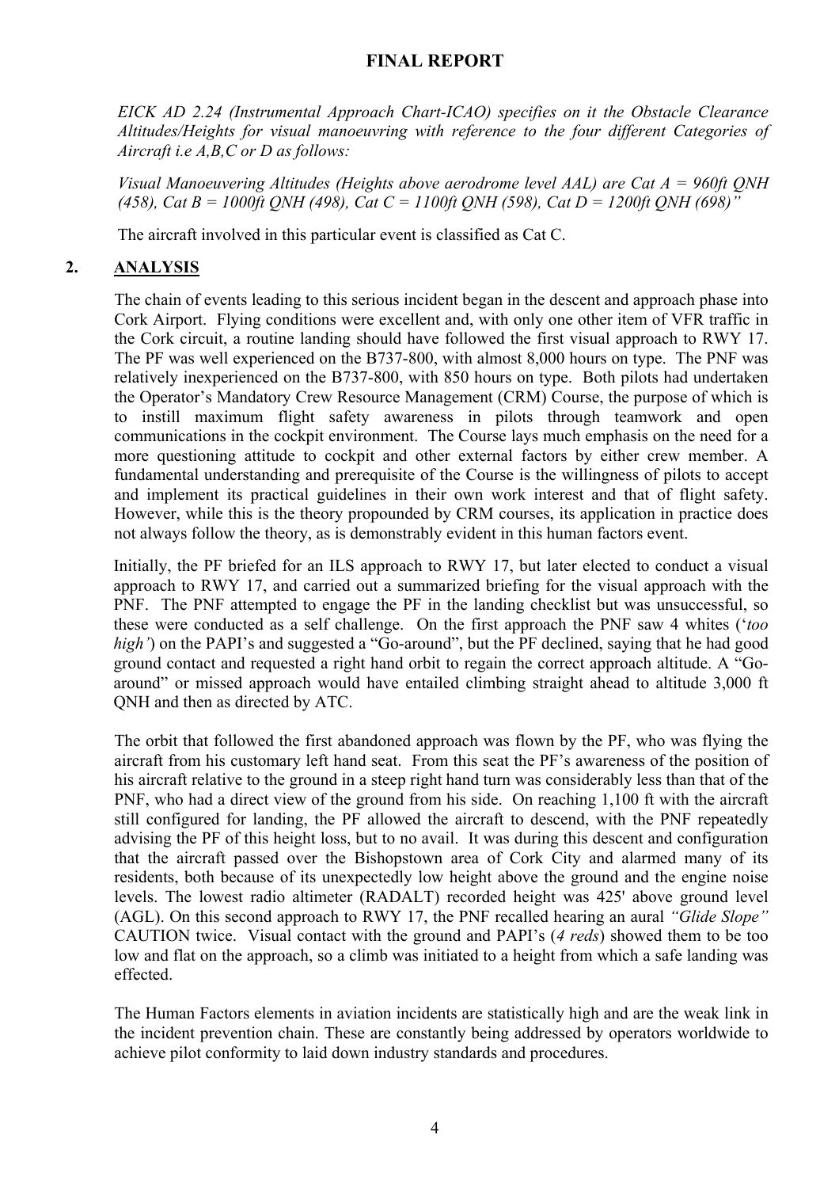*EICK AD 2.24 (Instrumental Approach Chart-ICAO) specifies on it the Obstacle Clearance Altitudes/Heights for visual manoeuvring with reference to the four different Categories of Aircraft i.e A,B,C or D as follows:*

*Visual Manoeuvering Altitudes (Heights above aerodrome level AAL) are Cat A = 960ft QNH (458), Cat B = 1000ft QNH (498), Cat C = 1100ft QNH (598), Cat D = 1200ft QNH (698)"*

The aircraft involved in this particular event is classified as Cat C.

## 2. ANALYSIS

The chain of events leading to this serious incident began in the descent and approach phase into Cork Airport. Flying conditions were excellent and, with only one other item of VFR traffic in the Cork circuit, a routine landing should have followed the first visual approach to RWY 17. The PF was well experienced on the B737-800, with almost 8,000 hours on type. The PNF was relatively inexperienced on the B737-800, with 850 hours on type. Both pilots had undertaken the Operator's Mandatory Crew Resource Management (CRM) Course, the purpose of which is to instill maximum flight safety awareness in pilots through teamwork and open communications in the cockpit environment. The Course lays much emphasis on the need for a more questioning attitude to cockpit and other external factors by either crew member. A fundamental understanding and prerequisite of the Course is the willingness of pilots to accept and implement its practical guidelines in their own work interest and that of flight safety. However, while this is the theory propounded by CRM courses, its application in practice does not always follow the theory, as is demonstrably evident in this human factors event.

Initially, the PF briefed for an ILS approach to RWY 17, but later elected to conduct a visual approach to RWY 17, and carried out a summarized briefing for the visual approach with the PNF. The PNF attempted to engage the PF in the landing checklist but was unsuccessful, so these were conducted as a self challenge. On the first approach the PNF saw 4 whites ('*too high'*) on the PAPI's and suggested a "Go-around", but the PF declined, saying that he had good ground contact and requested a right hand orbit to regain the correct approach altitude. A "Go-around" or missed approach would have entailed climbing straight ahead to altitude 3,000 ft QNH and then as directed by ATC.

The orbit that followed the first abandoned approach was flown by the PF, who was flying the aircraft from his customary left hand seat. From this seat the PF's awareness of the position of his aircraft relative to the ground in a steep right hand turn was considerably less than that of the PNF, who had a direct view of the ground from his side. On reaching 1,100 ft with the aircraft still configured for landing, the PF allowed the aircraft to descend, with the PNF repeatedly advising the PF of this height loss, but to no avail. It was during this descent and configuration that the aircraft passed over the Bishopstown area of Cork City and alarmed many of its residents, both because of its unexpectedly low height above the ground and the engine noise levels. The lowest radio altimeter (RADALT) recorded height was 425' above ground level (AGL). On this second approach to RWY 17, the PNF recalled hearing an aural *"Glide Slope"* CAUTION twice. Visual contact with the ground and PAPI's (*4 reds*) showed them to be too low and flat on the approach, so a climb was initiated to a height from which a safe landing was effected.

The Human Factors elements in aviation incidents are statistically high and are the weak link in the incident prevention chain. These are constantly being addressed by operators worldwide to achieve pilot conformity to laid down industry standards and procedures.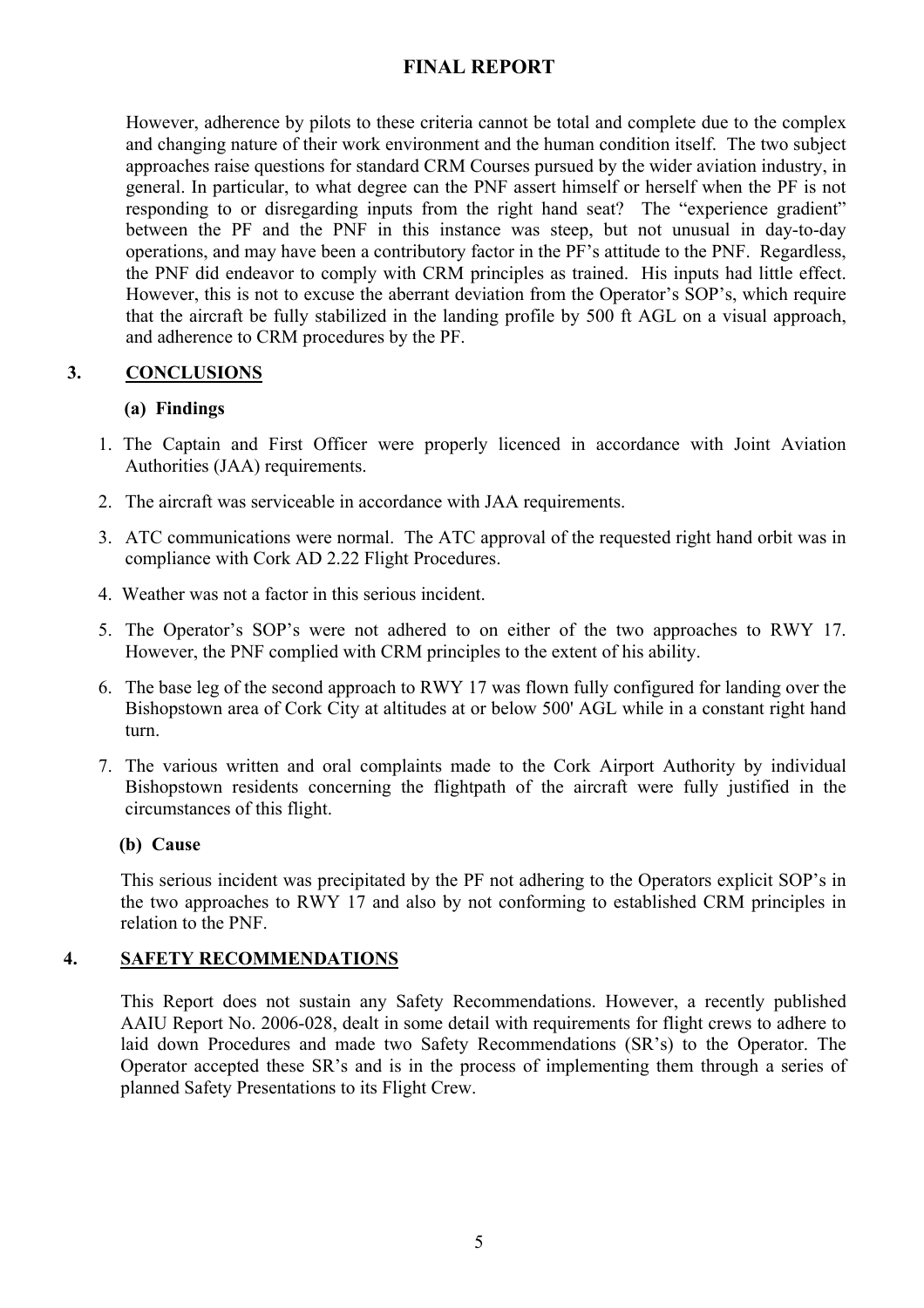However, adherence by pilots to these criteria cannot be total and complete due to the complex and changing nature of their work environment and the human condition itself. The two subject approaches raise questions for standard CRM Courses pursued by the wider aviation industry, in general. In particular, to what degree can the PNF assert himself or herself when the PF is not responding to or disregarding inputs from the right hand seat? The "experience gradient" between the PF and the PNF in this instance was steep, but not unusual in day-to-day operations, and may have been a contributory factor in the PF's attitude to the PNF. Regardless, the PNF did endeavor to comply with CRM principles as trained. His inputs had little effect. However, this is not to excuse the aberrant deviation from the Operator's SOP's, which require that the aircraft be fully stabilized in the landing profile by 500 ft AGL on a visual approach, and adherence to CRM procedures by the PF.

## 3. CONCLUSIONS

### (a) Findings

1. The Captain and First Officer were properly licenced in accordance with Joint Aviation Authorities (JAA) requirements.
2. The aircraft was serviceable in accordance with JAA requirements.
3. ATC communications were normal. The ATC approval of the requested right hand orbit was in compliance with Cork AD 2.22 Flight Procedures.
4. Weather was not a factor in this serious incident.
5. The Operator's SOP's were not adhered to on either of the two approaches to RWY 17. However, the PNF complied with CRM principles to the extent of his ability.
6. The base leg of the second approach to RWY 17 was flown fully configured for landing over the Bishopstown area of Cork City at altitudes at or below 500' AGL while in a constant right hand turn.
7. The various written and oral complaints made to the Cork Airport Authority by individual Bishopstown residents concerning the flightpath of the aircraft were fully justified in the circumstances of this flight.

### (b) Cause

This serious incident was precipitated by the PF not adhering to the Operators explicit SOP's in the two approaches to RWY 17 and also by not conforming to established CRM principles in relation to the PNF.

## 4. SAFETY RECOMMENDATIONS

This Report does not sustain any Safety Recommendations. However, a recently published AAIU Report No. 2006-028, dealt in some detail with requirements for flight crews to adhere to laid down Procedures and made two Safety Recommendations (SR's) to the Operator. The Operator accepted these SR's and is in the process of implementing them through a series of planned Safety Presentations to its Flight Crew.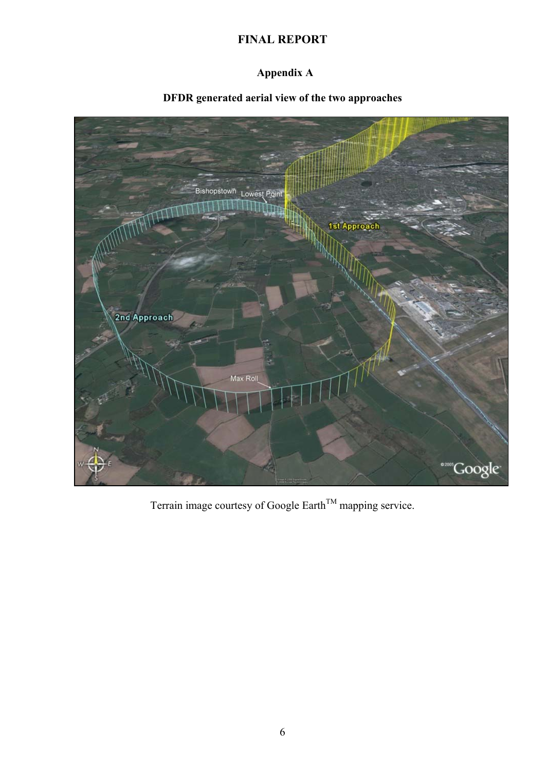# FINAL REPORT

## Appendix A

### DFDR generated aerial view of the two approaches

Terrain image courtesy of Google Earth™ mapping service.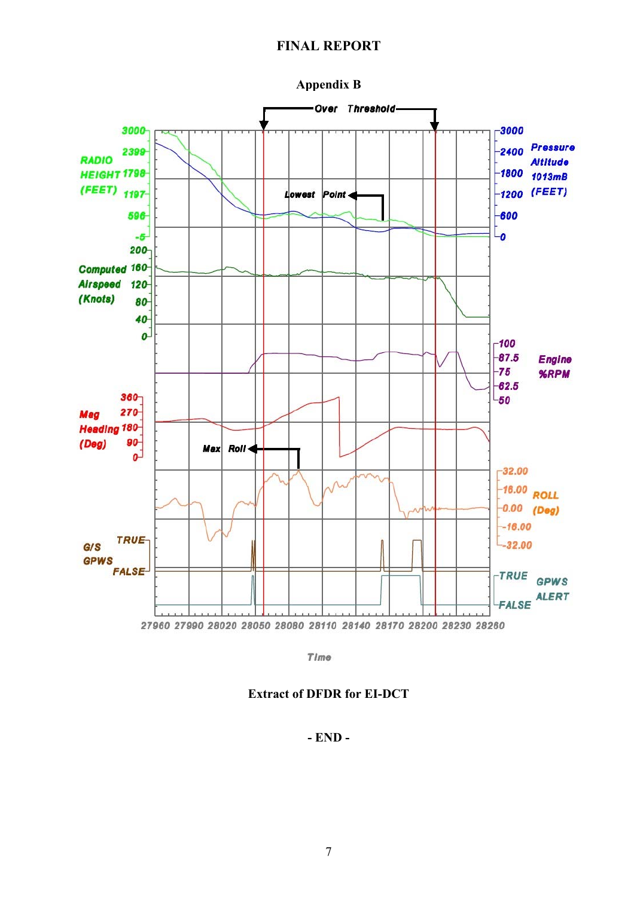# FINAL REPORT

## Appendix B

Over Threshold

RADIO HEIGHT (FEET)
3000
2399
1798
1197
596
-5

Pressure Altitude 1013mB (FEET)
3000
2400
1800
1200
600
0

Lowest Point

Computed Airspeed (Knots)
200
160
120
80
40
0

Engine %RPM
100
87.5
75
62.5
50

Mag Heading (Deg)
360
270
180
90
0

Max Roll

ROLL (Deg)
32.00
16.00
0.00
-16.00
-32.00

G/S GPWS
TRUE
FALSE

GPWS ALERT
TRUE
FALSE

27960 27990 28020 28050 28080 28110 28140 28170 28200 28230 28260

Time

**Extract of DFDR for EI-DCT**

**- END -**